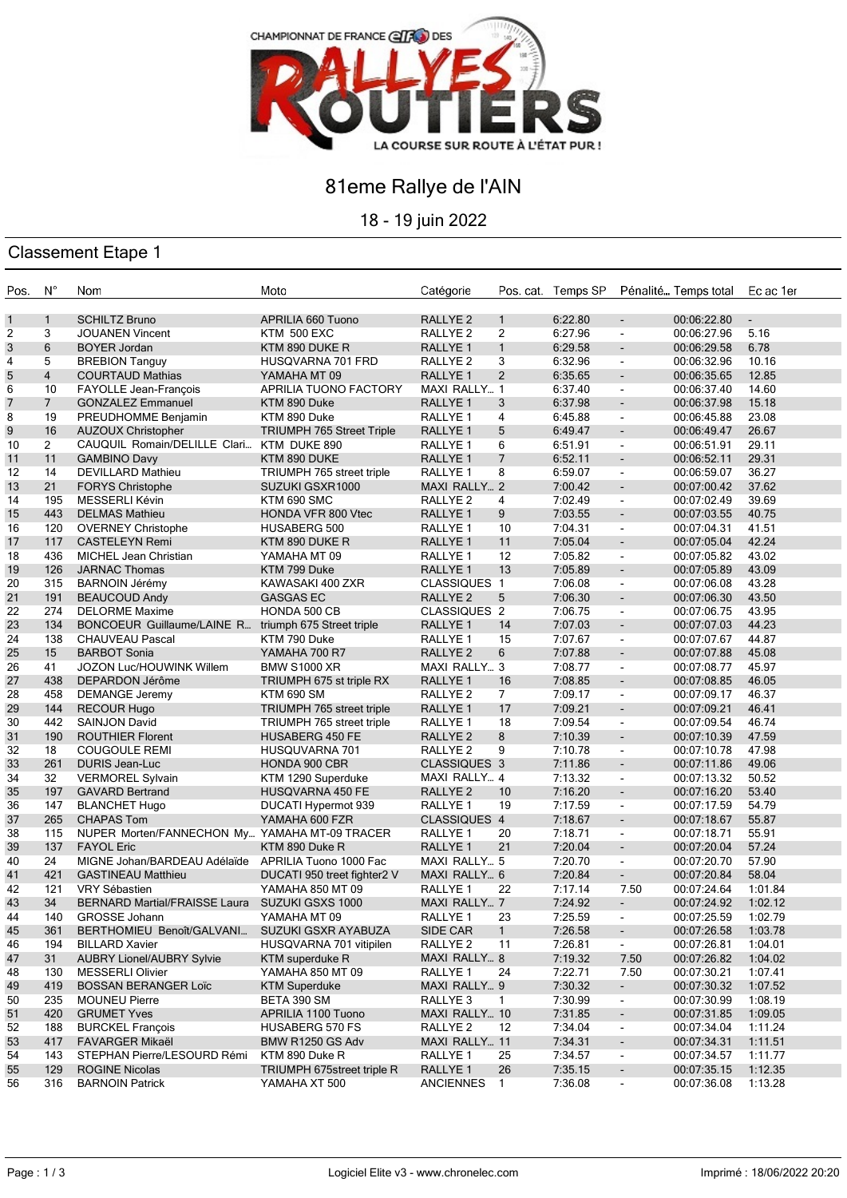CHAMPIONNAT DE FRANCE elf DES RALLYES ROUTIERS

LA COURSE SUR ROUTE À L'ÉTAT PUR !

# 81eme Rallye de l'AIN

18 - 19 juin 2022

## Classement Etape 1

| Pos. | N° | Nom | Moto | Catégorie | Pos. cat. | Temps SP | Pénalité... | Temps total | Ec ac 1er |
|---|---|---|---|---|---|---|---|---|---|
| 1 | 1 | SCHILTZ Bruno | APRILIA 660 Tuono | RALLYE 2 | 1 | 6:22.80 | - | 00:06:22.80 | - |
| 2 | 3 | JOUANEN Vincent | KTM 500 EXC | RALLYE 2 | 2 | 6:27.96 | - | 00:06:27.96 | 5.16 |
| 3 | 6 | BOYER Jordan | KTM 890 DUKE R | RALLYE 1 | 1 | 6:29.58 | - | 00:06:29.58 | 6.78 |
| 4 | 5 | BREBION Tanguy | HUSQVARNA 701 FRD | RALLYE 2 | 3 | 6:32.96 | - | 00:06:32.96 | 10.16 |
| 5 | 4 | COURTAUD Mathias | YAMAHA MT 09 | RALLYE 1 | 2 | 6:35.65 | - | 00:06:35.65 | 12.85 |
| 6 | 10 | FAYOLLE Jean-François | APRILIA TUONO FACTORY | MAXI RALLY... | 1 | 6:37.40 | - | 00:06:37.40 | 14.60 |
| 7 | 7 | GONZALEZ Emmanuel | KTM 890 Duke | RALLYE 1 | 3 | 6:37.98 | - | 00:06:37.98 | 15.18 |
| 8 | 19 | PREUDHOMME Benjamin | KTM 890 Duke | RALLYE 1 | 4 | 6:45.88 | - | 00:06:45.88 | 23.08 |
| 9 | 16 | AUZOUX Christopher | TRIUMPH 765 Street Triple | RALLYE 1 | 5 | 6:49.47 | - | 00:06:49.47 | 26.67 |
| 10 | 2 | CAUQUIL Romain/DELILLE Clari... | KTM DUKE 890 | RALLYE 1 | 6 | 6:51.91 | - | 00:06:51.91 | 29.11 |
| 11 | 11 | GAMBINO Davy | KTM 890 DUKE | RALLYE 1 | 7 | 6:52.11 | - | 00:06:52.11 | 29.31 |
| 12 | 14 | DEVILLARD Mathieu | TRIUMPH 765 street triple | RALLYE 1 | 8 | 6:59.07 | - | 00:06:59.07 | 36.27 |
| 13 | 21 | FORYS Christophe | SUZUKI GSXR1000 | MAXI RALLY... | 2 | 7:00.42 | - | 00:07:00.42 | 37.62 |
| 14 | 195 | MESSERLI Kévin | KTM 690 SMC | RALLYE 2 | 4 | 7:02.49 | - | 00:07:02.49 | 39.69 |
| 15 | 443 | DELMAS Mathieu | HONDA VFR 800 Vtec | RALLYE 1 | 9 | 7:03.55 | - | 00:07:03.55 | 40.75 |
| 16 | 120 | OVERNEY Christophe | HUSABERG 500 | RALLYE 1 | 10 | 7:04.31 | - | 00:07:04.31 | 41.51 |
| 17 | 117 | CASTELEYN Remi | KTM 890 DUKE R | RALLYE 1 | 11 | 7:05.04 | - | 00:07:05.04 | 42.24 |
| 18 | 436 | MICHEL Jean Christian | YAMAHA MT 09 | RALLYE 1 | 12 | 7:05.82 | - | 00:07:05.82 | 43.02 |
| 19 | 126 | JARNAC Thomas | KTM 799 Duke | RALLYE 1 | 13 | 7:05.89 | - | 00:07:05.89 | 43.09 |
| 20 | 315 | BARNOIN Jérémy | KAWASAKI 400 ZXR | CLASSIQUES | 1 | 7:06.08 | - | 00:07:06.08 | 43.28 |
| 21 | 191 | BEAUCOUD Andy | GASGAS EC | RALLYE 2 | 5 | 7:06.30 | - | 00:07:06.30 | 43.50 |
| 22 | 274 | DELORME Maxime | HONDA 500 CB | CLASSIQUES | 2 | 7:06.75 | - | 00:07:06.75 | 43.95 |
| 23 | 134 | BONCOEUR Guillaume/LAINE R... | triumph 675 Street triple | RALLYE 1 | 14 | 7:07.03 | - | 00:07:07.03 | 44.23 |
| 24 | 138 | CHAUVEAU Pascal | KTM 790 Duke | RALLYE 1 | 15 | 7:07.67 | - | 00:07:07.67 | 44.87 |
| 25 | 15 | BARBOT Sonia | YAMAHA 700 R7 | RALLYE 2 | 6 | 7:07.88 | - | 00:07:07.88 | 45.08 |
| 26 | 41 | JOZON Luc/HOUWINK Willem | BMW S1000 XR | MAXI RALLY... | 3 | 7:08.77 | - | 00:07:08.77 | 45.97 |
| 27 | 438 | DEPARDON Jérôme | TRIUMPH 675 st triple RX | RALLYE 1 | 16 | 7:08.85 | - | 00:07:08.85 | 46.05 |
| 28 | 458 | DEMANGE Jeremy | KTM 690 SM | RALLYE 2 | 7 | 7:09.17 | - | 00:07:09.17 | 46.37 |
| 29 | 144 | RECOUR Hugo | TRIUMPH 765 street triple | RALLYE 1 | 17 | 7:09.21 | - | 00:07:09.21 | 46.41 |
| 30 | 442 | SAINJON David | TRIUMPH 765 street triple | RALLYE 1 | 18 | 7:09.54 | - | 00:07:09.54 | 46.74 |
| 31 | 190 | ROUTHIER Florent | HUSABERG 450 FE | RALLYE 2 | 8 | 7:10.39 | - | 00:07:10.39 | 47.59 |
| 32 | 18 | COUGOULE REMI | HUSQUVARNA 701 | RALLYE 2 | 9 | 7:10.78 | - | 00:07:10.78 | 47.98 |
| 33 | 261 | DURIS Jean-Luc | HONDA 900 CBR | CLASSIQUES | 3 | 7:11.86 | - | 00:07:11.86 | 49.06 |
| 34 | 32 | VERMOREL Sylvain | KTM 1290 Superduke | MAXI RALLY... | 4 | 7:13.32 | - | 00:07:13.32 | 50.52 |
| 35 | 197 | GAVARD Bertrand | HUSQVARNA 450 FE | RALLYE 2 | 10 | 7:16.20 | - | 00:07:16.20 | 53.40 |
| 36 | 147 | BLANCHET Hugo | DUCATI Hypermot 939 | RALLYE 1 | 19 | 7:17.59 | - | 00:07:17.59 | 54.79 |
| 37 | 265 | CHAPAS Tom | YAMAHA 600 FZR | CLASSIQUES | 4 | 7:18.67 | - | 00:07:18.67 | 55.87 |
| 38 | 115 | NUPER Morten/FANNECHON My... | YAMAHA MT-09 TRACER | RALLYE 1 | 20 | 7:18.71 | - | 00:07:18.71 | 55.91 |
| 39 | 137 | FAYOL Eric | KTM 890 Duke R | RALLYE 1 | 21 | 7:20.04 | - | 00:07:20.04 | 57.24 |
| 40 | 24 | MIGNE Johan/BARDEAU Adélaïde | APRILIA Tuono 1000 Fac | MAXI RALLY... | 5 | 7:20.70 | - | 00:07:20.70 | 57.90 |
| 41 | 421 | GASTINEAU Matthieu | DUCATI 950 treet fighter2 V | MAXI RALLY... | 6 | 7:20.84 | - | 00:07:20.84 | 58.04 |
| 42 | 121 | VRY Sébastien | YAMAHA 850 MT 09 | RALLYE 1 | 22 | 7:17.14 | 7.50 | 00:07:24.64 | 1:01.84 |
| 43 | 34 | BERNARD Martial/FRAISSE Laura | SUZUKI GSXS 1000 | MAXI RALLY... | 7 | 7:24.92 | - | 00:07:24.92 | 1:02.12 |
| 44 | 140 | GROSSE Johann | YAMAHA MT 09 | RALLYE 1 | 23 | 7:25.59 | - | 00:07:25.59 | 1:02.79 |
| 45 | 361 | BERTHOMIEU Benoît/GALVANI... | SUZUKI GSXR AYABUZA | SIDE CAR | 1 | 7:26.58 | - | 00:07:26.58 | 1:03.78 |
| 46 | 194 | BILLARD Xavier | HUSQVARNA 701 vitipilen | RALLYE 2 | 11 | 7:26.81 | - | 00:07:26.81 | 1:04.01 |
| 47 | 31 | AUBRY Lionel/AUBRY Sylvie | KTM superduke R | MAXI RALLY... | 8 | 7:19.32 | 7.50 | 00:07:26.82 | 1:04.02 |
| 48 | 130 | MESSERLI Olivier | YAMAHA 850 MT 09 | RALLYE 1 | 24 | 7:22.71 | 7.50 | 00:07:30.21 | 1:07.41 |
| 49 | 419 | BOSSAN BERANGER Loïc | KTM Superduke | MAXI RALLY... | 9 | 7:30.32 | - | 00:07:30.32 | 1:07.52 |
| 50 | 235 | MOUNEU Pierre | BETA 390 SM | RALLYE 3 | 1 | 7:30.99 | - | 00:07:30.99 | 1:08.19 |
| 51 | 420 | GRUMET Yves | APRILIA 1100 Tuono | MAXI RALLY... | 10 | 7:31.85 | - | 00:07:31.85 | 1:09.05 |
| 52 | 188 | BURCKEL François | HUSABERG 570 FS | RALLYE 2 | 12 | 7:34.04 | - | 00:07:34.04 | 1:11.24 |
| 53 | 417 | FAVARGER Mikaël | BMW R1250 GS Adv | MAXI RALLY... | 11 | 7:34.31 | - | 00:07:34.31 | 1:11.51 |
| 54 | 143 | STEPHAN Pierre/LESOURD Rémi | KTM 890 Duke R | RALLYE 1 | 25 | 7:34.57 | - | 00:07:34.57 | 1:11.77 |
| 55 | 129 | ROGINE Nicolas | TRIUMPH 675street triple R | RALLYE 1 | 26 | 7:35.15 | - | 00:07:35.15 | 1:12.35 |
| 56 | 316 | BARNOIN Patrick | YAMAHA XT 500 | ANCIENNES | 1 | 7:36.08 | - | 00:07:36.08 | 1:13.28 |

Logiciel Elite v3 - www.chronelec.com

Imprimé : 18/06/2022 20:20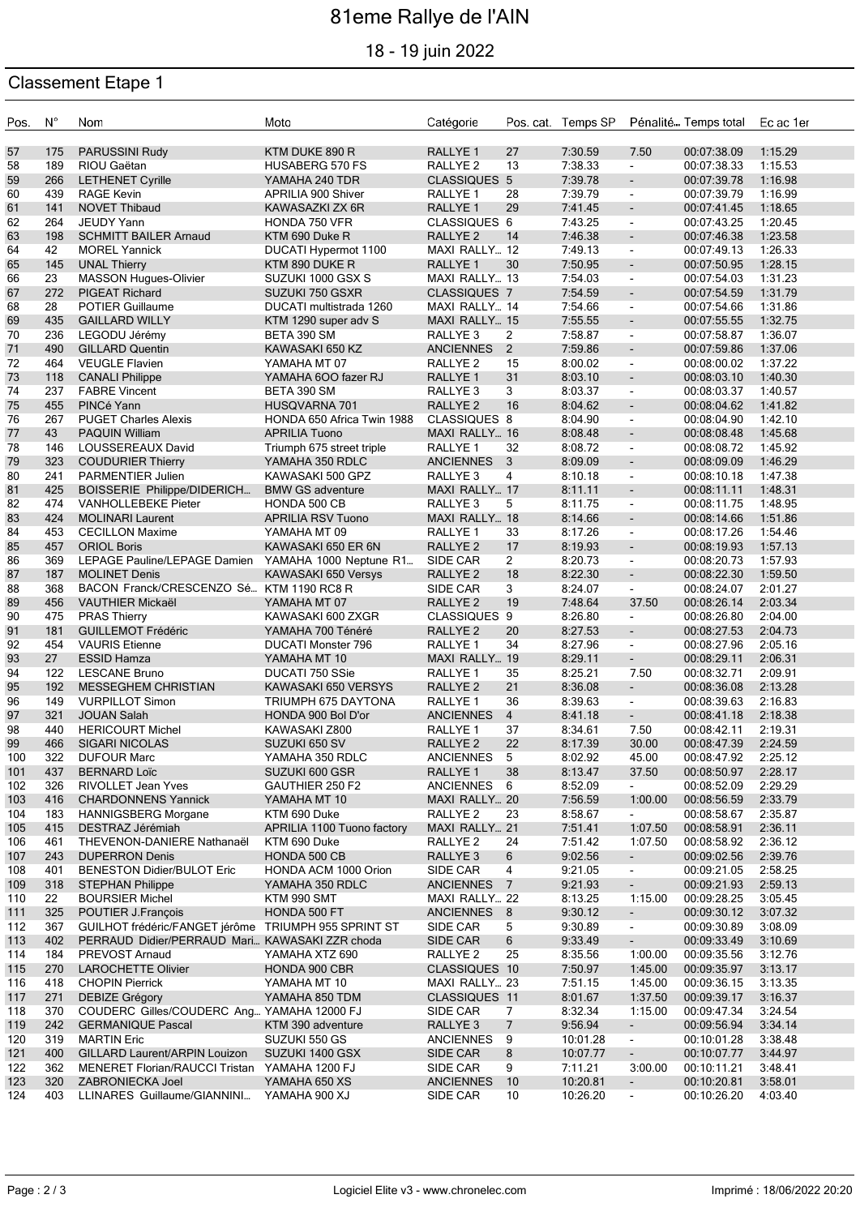# 81eme Rallye de l'AIN

## 18 - 19 juin 2022

### Classement Etape 1

| Pos. | N° | Nom | Moto | Catégorie | Pos. cat. | Temps SP | Pénalité... | Temps total | Ec ac 1er |
|---|---|---|---|---|---|---|---|---|---|
| 57 | 175 | PARUSSINI Rudy | KTM DUKE 890 R | RALLYE 1 | 27 | 7:30.59 | 7.50 | 00:07:38.09 | 1:15.29 |
| 58 | 189 | RIOU Gaëtan | HUSABERG 570 FS | RALLYE 2 | 13 | 7:38.33 | - | 00:07:38.33 | 1:15.53 |
| 59 | 266 | LETHENET Cyrille | YAMAHA 240 TDR | CLASSIQUES | 5 | 7:39.78 | - | 00:07:39.78 | 1:16.98 |
| 60 | 439 | RAGE Kevin | APRILIA 900 Shiver | RALLYE 1 | 28 | 7:39.79 | - | 00:07:39.79 | 1:16.99 |
| 61 | 141 | NOVET Thibaud | KAWASAZKI ZX 6R | RALLYE 1 | 29 | 7:41.45 | - | 00:07:41.45 | 1:18.65 |
| 62 | 264 | JEUDY Yann | HONDA 750 VFR | CLASSIQUES | 6 | 7:43.25 | - | 00:07:43.25 | 1:20.45 |
| 63 | 198 | SCHMITT BAILER Arnaud | KTM 690 Duke R | RALLYE 2 | 14 | 7:46.38 | - | 00:07:46.38 | 1:23.58 |
| 64 | 42 | MOREL Yannick | DUCATI Hypermot 1100 | MAXI RALLY... | 12 | 7:49.13 | - | 00:07:49.13 | 1:26.33 |
| 65 | 145 | UNAL Thierry | KTM 890 DUKE R | RALLYE 1 | 30 | 7:50.95 | - | 00:07:50.95 | 1:28.15 |
| 66 | 23 | MASSON Hugues-Olivier | SUZUKI 1000 GSX S | MAXI RALLY... | 13 | 7:54.03 | - | 00:07:54.03 | 1:31.23 |
| 67 | 272 | PIGEAT Richard | SUZUKI 750 GSXR | CLASSIQUES | 7 | 7:54.59 | - | 00:07:54.59 | 1:31.79 |
| 68 | 28 | POTIER Guillaume | DUCATI multistrada 1260 | MAXI RALLY... | 14 | 7:54.66 | - | 00:07:54.66 | 1:31.86 |
| 69 | 435 | GAILLARD WILLY | KTM 1290 super adv S | MAXI RALLY... | 15 | 7:55.55 | - | 00:07:55.55 | 1:32.75 |
| 70 | 236 | LEGODU Jérémy | BETA 390 SM | RALLYE 3 | 2 | 7:58.87 | - | 00:07:58.87 | 1:36.07 |
| 71 | 490 | GILLARD Quentin | KAWASAKI 650 KZ | ANCIENNES | 2 | 7:59.86 | - | 00:07:59.86 | 1:37.06 |
| 72 | 464 | VEUGLE Flavien | YAMAHA MT 07 | RALLYE 2 | 15 | 8:00.02 | - | 00:08:00.02 | 1:37.22 |
| 73 | 118 | CANALI Philippe | YAMAHA 6OO fazer RJ | RALLYE 1 | 31 | 8:03.10 | - | 00:08:03.10 | 1:40.30 |
| 74 | 237 | FABRE Vincent | BETA 390 SM | RALLYE 3 | 3 | 8:03.37 | - | 00:08:03.37 | 1:40.57 |
| 75 | 455 | PINCé Yann | HUSQVARNA 701 | RALLYE 2 | 16 | 8:04.62 | - | 00:08:04.62 | 1:41.82 |
| 76 | 267 | PUGET Charles Alexis | HONDA 650 Africa Twin 1988 | CLASSIQUES | 8 | 8:04.90 | - | 00:08:04.90 | 1:42.10 |
| 77 | 43 | PAQUIN William | APRILIA Tuono | MAXI RALLY... | 16 | 8:08.48 | - | 00:08:08.48 | 1:45.68 |
| 78 | 146 | LOUSSEREAUX David | Triumph 675 street triple | RALLYE 1 | 32 | 8:08.72 | - | 00:08:08.72 | 1:45.92 |
| 79 | 323 | COUDURIER Thierry | YAMAHA 350 RDLC | ANCIENNES | 3 | 8:09.09 | - | 00:08:09.09 | 1:46.29 |
| 80 | 241 | PARMENTIER Julien | KAWASAKI 500 GPZ | RALLYE 3 | 4 | 8:10.18 | - | 00:08:10.18 | 1:47.38 |
| 81 | 425 | BOISSERIE Philippe/DIDERICH... | BMW GS adventure | MAXI RALLY... | 17 | 8:11.11 | - | 00:08:11.11 | 1:48.31 |
| 82 | 474 | VANHOLLEBEKE Pieter | HONDA 500 CB | RALLYE 3 | 5 | 8:11.75 | - | 00:08:11.75 | 1:48.95 |
| 83 | 424 | MOLINARI Laurent | APRILIA RSV Tuono | MAXI RALLY... | 18 | 8:14.66 | - | 00:08:14.66 | 1:51.86 |
| 84 | 453 | CECILLON Maxime | YAMAHA MT 09 | RALLYE 1 | 33 | 8:17.26 | - | 00:08:17.26 | 1:54.46 |
| 85 | 457 | ORIOL Boris | KAWASAKI 650 ER 6N | RALLYE 2 | 17 | 8:19.93 | - | 00:08:19.93 | 1:57.13 |
| 86 | 369 | LEPAGE Pauline/LEPAGE Damien | YAMAHA 1000 Neptune R1... | SIDE CAR | 2 | 8:20.73 | - | 00:08:20.73 | 1:57.93 |
| 87 | 187 | MOLINET Denis | KAWASAKI 650 Versys | RALLYE 2 | 18 | 8:22.30 | - | 00:08:22.30 | 1:59.50 |
| 88 | 368 | BACON Franck/CRESCENZO Sé... | KTM 1190 RC8 R | SIDE CAR | 3 | 8:24.07 | - | 00:08:24.07 | 2:01.27 |
| 89 | 456 | VAUTHIER Mickaël | YAMAHA MT 07 | RALLYE 2 | 19 | 7:48.64 | 37.50 | 00:08:26.14 | 2:03.34 |
| 90 | 475 | PRAS Thierry | KAWASAKI 600 ZXGR | CLASSIQUES | 9 | 8:26.80 | - | 00:08:26.80 | 2:04.00 |
| 91 | 181 | GUILLEMOT Frédéric | YAMAHA 700 Ténéré | RALLYE 2 | 20 | 8:27.53 | - | 00:08:27.53 | 2:04.73 |
| 92 | 454 | VAURIS Etienne | DUCATI Monster 796 | RALLYE 1 | 34 | 8:27.96 | - | 00:08:27.96 | 2:05.16 |
| 93 | 27 | ESSID Hamza | YAMAHA MT 10 | MAXI RALLY... | 19 | 8:29.11 | - | 00:08:29.11 | 2:06.31 |
| 94 | 122 | LESCANE Bruno | DUCATI 750 SSie | RALLYE 1 | 35 | 8:25.21 | 7.50 | 00:08:32.71 | 2:09.91 |
| 95 | 192 | MESSEGHEM CHRISTIAN | KAWASAKI 650 VERSYS | RALLYE 2 | 21 | 8:36.08 | - | 00:08:36.08 | 2:13.28 |
| 96 | 149 | VURPILLOT Simon | TRIUMPH 675 DAYTONA | RALLYE 1 | 36 | 8:39.63 | - | 00:08:39.63 | 2:16.83 |
| 97 | 321 | JOUAN Salah | HONDA 900 Bol D'or | ANCIENNES | 4 | 8:41.18 | - | 00:08:41.18 | 2:18.38 |
| 98 | 440 | HERICOURT Michel | KAWASAKI Z800 | RALLYE 1 | 37 | 8:34.61 | 7.50 | 00:08:42.11 | 2:19.31 |
| 99 | 466 | SIGARI NICOLAS | SUZUKI 650 SV | RALLYE 2 | 22 | 8:17.39 | 30.00 | 00:08:47.39 | 2:24.59 |
| 100 | 322 | DUFOUR Marc | YAMAHA 350 RDLC | ANCIENNES | 5 | 8:02.92 | 45.00 | 00:08:47.92 | 2:25.12 |
| 101 | 437 | BERNARD Loïc | SUZUKI 600 GSR | RALLYE 1 | 38 | 8:13.47 | 37.50 | 00:08:50.97 | 2:28.17 |
| 102 | 326 | RIVOLLET Jean Yves | GAUTHIER 250 F2 | ANCIENNES | 6 | 8:52.09 | - | 00:08:52.09 | 2:29.29 |
| 103 | 416 | CHARDONNENS Yannick | YAMAHA MT 10 | MAXI RALLY... | 20 | 7:56.59 | 1:00.00 | 00:08:56.59 | 2:33.79 |
| 104 | 183 | HANNIGSBERG Morgane | KTM 690 Duke | RALLYE 2 | 23 | 8:58.67 | - | 00:08:58.67 | 2:35.87 |
| 105 | 415 | DESTRAZ Jérémiah | APRILIA 1100 Tuono factory | MAXI RALLY... | 21 | 7:51.41 | 1:07.50 | 00:08:58.91 | 2:36.11 |
| 106 | 461 | THEVENON-DANIERE Nathanaël | KTM 690 Duke | RALLYE 2 | 24 | 7:51.42 | 1:07.50 | 00:08:58.92 | 2:36.12 |
| 107 | 243 | DUPERRON Denis | HONDA 500 CB | RALLYE 3 | 6 | 9:02.56 | - | 00:09:02.56 | 2:39.76 |
| 108 | 401 | BENESTON Didier/BULOT Eric | HONDA ACM 1000 Orion | SIDE CAR | 4 | 9:21.05 | - | 00:09:21.05 | 2:58.25 |
| 109 | 318 | STEPHAN Philippe | YAMAHA 350 RDLC | ANCIENNES | 7 | 9:21.93 | - | 00:09:21.93 | 2:59.13 |
| 110 | 22 | BOURSIER Michel | KTM 990 SMT | MAXI RALLY... | 22 | 8:13.25 | 1:15.00 | 00:09:28.25 | 3:05.45 |
| 111 | 325 | POUTIER J.François | HONDA 500 FT | ANCIENNES | 8 | 9:30.12 | - | 00:09:30.12 | 3:07.32 |
| 112 | 367 | GUILHOT frédéric/FANGET jérôme | TRIUMPH 955 SPRINT ST | SIDE CAR | 5 | 9:30.89 | - | 00:09:30.89 | 3:08.09 |
| 113 | 402 | PERRAUD Didier/PERRAUD Mari... | KAWASAKI ZZR choda | SIDE CAR | 6 | 9:33.49 | - | 00:09:33.49 | 3:10.69 |
| 114 | 184 | PREVOST Arnaud | YAMAHA XTZ 690 | RALLYE 2 | 25 | 8:35.56 | 1:00.00 | 00:09:35.56 | 3:12.76 |
| 115 | 270 | LAROCHETTE Olivier | HONDA 900 CBR | CLASSIQUES | 10 | 7:50.97 | 1:45.00 | 00:09:35.97 | 3:13.17 |
| 116 | 418 | CHOPIN Pierrick | YAMAHA MT 10 | MAXI RALLY... | 23 | 7:51.15 | 1:45.00 | 00:09:36.15 | 3:13.35 |
| 117 | 271 | DEBIZE Grégory | YAMAHA 850 TDM | CLASSIQUES | 11 | 8:01.67 | 1:37.50 | 00:09:39.17 | 3:16.37 |
| 118 | 370 | COUDERC Gilles/COUDERC Ang... | YAMAHA 12000 FJ | SIDE CAR | 7 | 8:32.34 | 1:15.00 | 00:09:47.34 | 3:24.54 |
| 119 | 242 | GERMANIQUE Pascal | KTM 390 adventure | RALLYE 3 | 7 | 9:56.94 | - | 00:09:56.94 | 3:34.14 |
| 120 | 319 | MARTIN Eric | SUZUKI 550 GS | ANCIENNES | 9 | 10:01.28 | - | 00:10:01.28 | 3:38.48 |
| 121 | 400 | GILLARD Laurent/ARPIN Louizon | SUZUKI 1400 GSX | SIDE CAR | 8 | 10:07.77 | - | 00:10:07.77 | 3:44.97 |
| 122 | 362 | MENERET Florian/RAUCCI Tristan | YAMAHA 1200 FJ | SIDE CAR | 9 | 7:11.21 | 3:00.00 | 00:10:11.21 | 3:48.41 |
| 123 | 320 | ZABRONIECKA Joel | YAMAHA 650 XS | ANCIENNES | 10 | 10:20.81 | - | 00:10:20.81 | 3:58.01 |
| 124 | 403 | LLINARES Guillaume/GIANNINI... | YAMAHA 900 XJ | SIDE CAR | 10 | 10:26.20 | - | 00:10:26.20 | 4:03.40 |

Logiciel Elite v3 - www.chronelec.com

Imprimé : 18/06/2022 20:20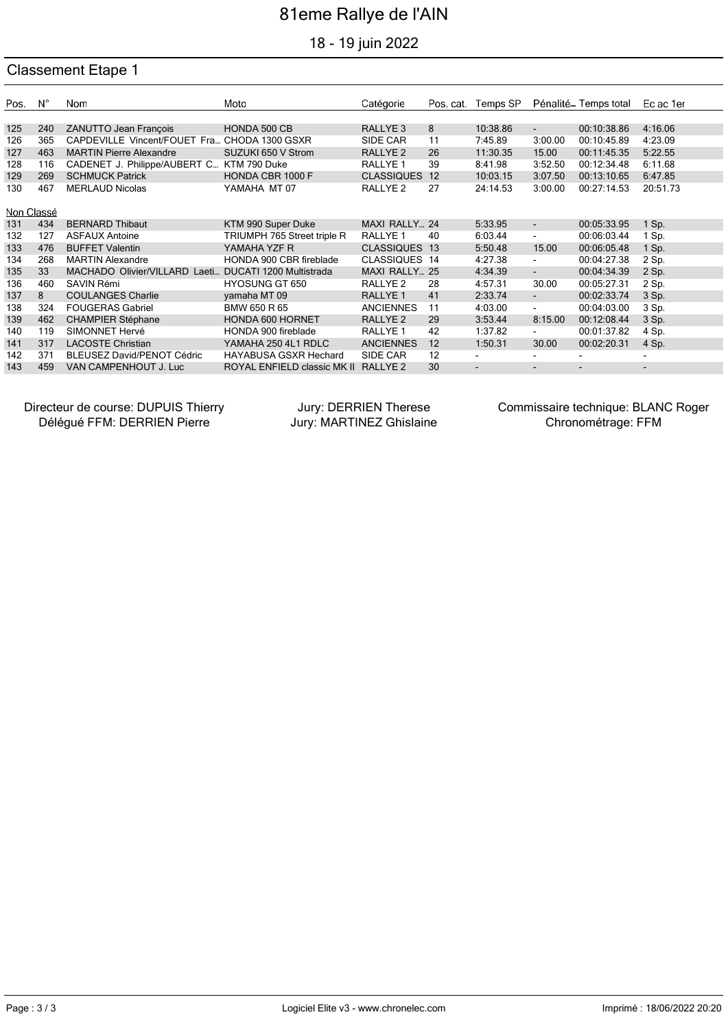# 81eme Rallye de l'AIN

18 - 19 juin 2022

## Classement Etape 1

| Pos. | N° | Nom | Moto | Catégorie | Pos. cat. | Temps SP | Pénalité… | Temps total | Ec ac 1er |
|---|---|---|---|---|---|---|---|---|---|
| 125 | 240 | ZANUTTO Jean François | HONDA 500 CB | RALLYE 3 | 8 | 10:38.86 | - | 00:10:38.86 | 4:16.06 |
| 126 | 365 | CAPDEVILLE Vincent/FOUET Fra… | CHODA 1300 GSXR | SIDE CAR | 11 | 7:45.89 | 3:00.00 | 00:10:45.89 | 4:23.09 |
| 127 | 463 | MARTIN Pierre Alexandre | SUZUKI 650 V Strom | RALLYE 2 | 26 | 11:30.35 | 15.00 | 00:11:45.35 | 5:22.55 |
| 128 | 116 | CADENET J. Philippe/AUBERT C… | KTM 790 Duke | RALLYE 1 | 39 | 8:41.98 | 3:52.50 | 00:12:34.48 | 6:11.68 |
| 129 | 269 | SCHMUCK Patrick | HONDA CBR 1000 F | CLASSIQUES | 12 | 10:03.15 | 3:07.50 | 00:13:10.65 | 6:47.85 |
| 130 | 467 | MERLAUD Nicolas | YAMAHA MT 07 | RALLYE 2 | 27 | 24:14.53 | 3:00.00 | 00:27:14.53 | 20:51.73 |
| Non Classé | | | | | | | | | |
| 131 | 434 | BERNARD Thibaut | KTM 990 Super Duke | MAXI RALLY… | 24 | 5:33.95 | - | 00:05:33.95 | 1 Sp. |
| 132 | 127 | ASFAUX Antoine | TRIUMPH 765 Street triple R | RALLYE 1 | 40 | 6:03.44 | - | 00:06:03.44 | 1 Sp. |
| 133 | 476 | BUFFET Valentin | YAMAHA YZF R | CLASSIQUES | 13 | 5:50.48 | 15.00 | 00:06:05.48 | 1 Sp. |
| 134 | 268 | MARTIN Alexandre | HONDA 900 CBR fireblade | CLASSIQUES | 14 | 4:27.38 | - | 00:04:27.38 | 2 Sp. |
| 135 | 33 | MACHADO Olivier/VILLARD Laeti… | DUCATI 1200 Multistrada | MAXI RALLY… | 25 | 4:34.39 | - | 00:04:34.39 | 2 Sp. |
| 136 | 460 | SAVIN Rémi | HYOSUNG GT 650 | RALLYE 2 | 28 | 4:57.31 | 30.00 | 00:05:27.31 | 2 Sp. |
| 137 | 8 | COULANGES Charlie | yamaha MT 09 | RALLYE 1 | 41 | 2:33.74 | - | 00:02:33.74 | 3 Sp. |
| 138 | 324 | FOUGERAS Gabriel | BMW 650 R 65 | ANCIENNES | 11 | 4:03.00 | - | 00:04:03.00 | 3 Sp. |
| 139 | 462 | CHAMPIER Stéphane | HONDA 600 HORNET | RALLYE 2 | 29 | 3:53.44 | 8:15.00 | 00:12:08.44 | 3 Sp. |
| 140 | 119 | SIMONNET Hervé | HONDA 900 fireblade | RALLYE 1 | 42 | 1:37.82 | - | 00:01:37.82 | 4 Sp. |
| 141 | 317 | LACOSTE Christian | YAMAHA 250 4L1 RDLC | ANCIENNES | 12 | 1:50.31 | 30.00 | 00:02:20.31 | 4 Sp. |
| 142 | 371 | BLEUSEZ David/PENOT Cédric | HAYABUSA GSXR Hechard | SIDE CAR | 12 | - | - | - | - |
| 143 | 459 | VAN CAMPENHOUT J. Luc | ROYAL ENFIELD classic MK II | RALLYE 2 | 30 | - | - | - | - |

Directeur de course: DUPUIS Thierry
Délégué FFM: DERRIEN Pierre

Jury: DERRIEN Therese
Jury: MARTINEZ Ghislaine

Commissaire technique: BLANC Roger
Chronométrage: FFM

Logiciel Elite v3 - www.chronelec.com

Imprimé : 18/06/2022 20:20